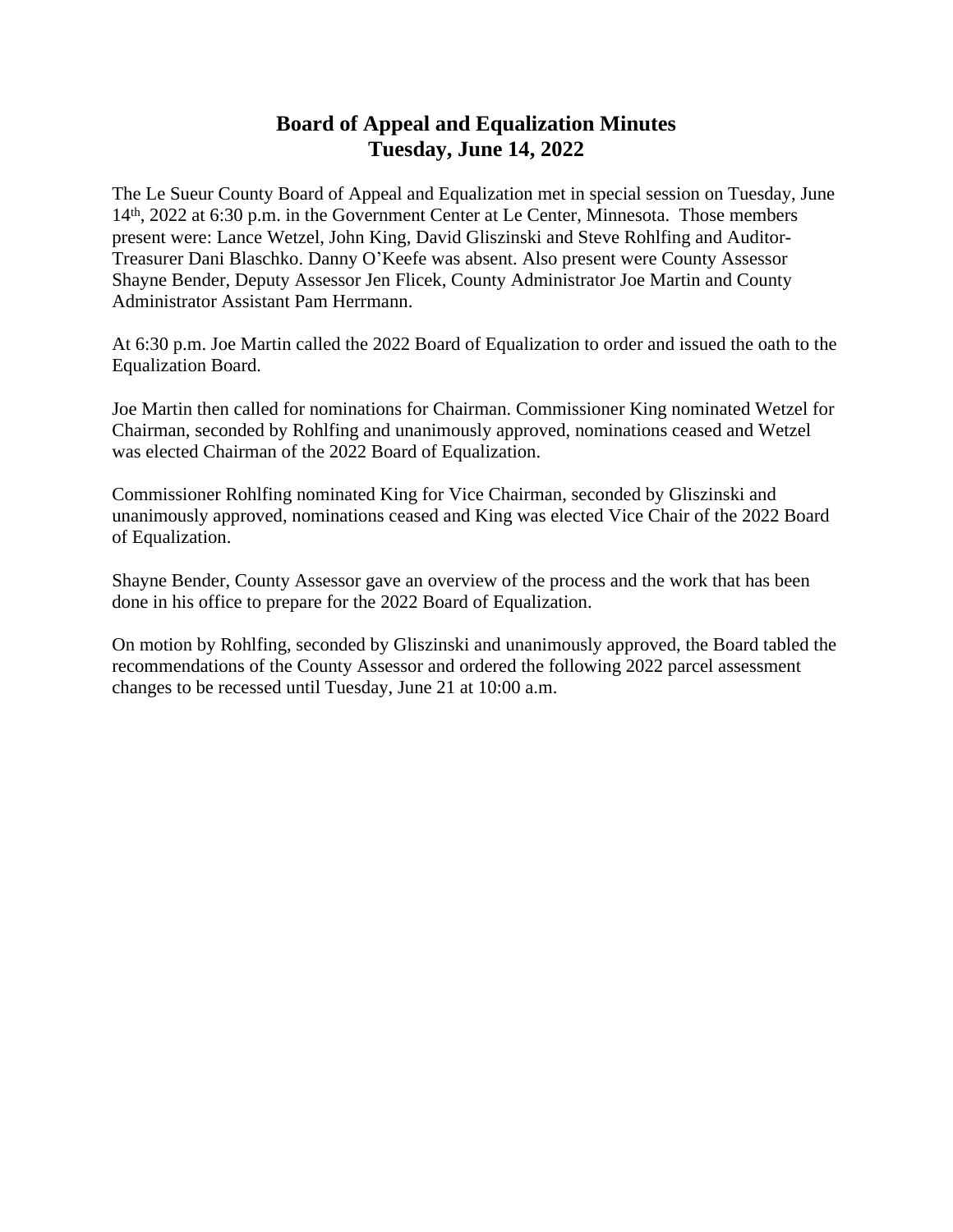# Board of Appeal and Equalization Minutes
## Tuesday, June 14, 2022

The Le Sueur County Board of Appeal and Equalization met in special session on Tuesday, June 14th, 2022 at 6:30 p.m. in the Government Center at Le Center, Minnesota. Those members present were: Lance Wetzel, John King, David Gliszinski and Steve Rohlfing and Auditor-Treasurer Dani Blaschko. Danny O'Keefe was absent. Also present were County Assessor Shayne Bender, Deputy Assessor Jen Flicek, County Administrator Joe Martin and County Administrator Assistant Pam Herrmann.

At 6:30 p.m. Joe Martin called the 2022 Board of Equalization to order and issued the oath to the Equalization Board.

Joe Martin then called for nominations for Chairman. Commissioner King nominated Wetzel for Chairman, seconded by Rohlfing and unanimously approved, nominations ceased and Wetzel was elected Chairman of the 2022 Board of Equalization.

Commissioner Rohlfing nominated King for Vice Chairman, seconded by Gliszinski and unanimously approved, nominations ceased and King was elected Vice Chair of the 2022 Board of Equalization.

Shayne Bender, County Assessor gave an overview of the process and the work that has been done in his office to prepare for the 2022 Board of Equalization.

On motion by Rohlfing, seconded by Gliszinski and unanimously approved, the Board tabled the recommendations of the County Assessor and ordered the following 2022 parcel assessment changes to be recessed until Tuesday, June 21 at 10:00 a.m.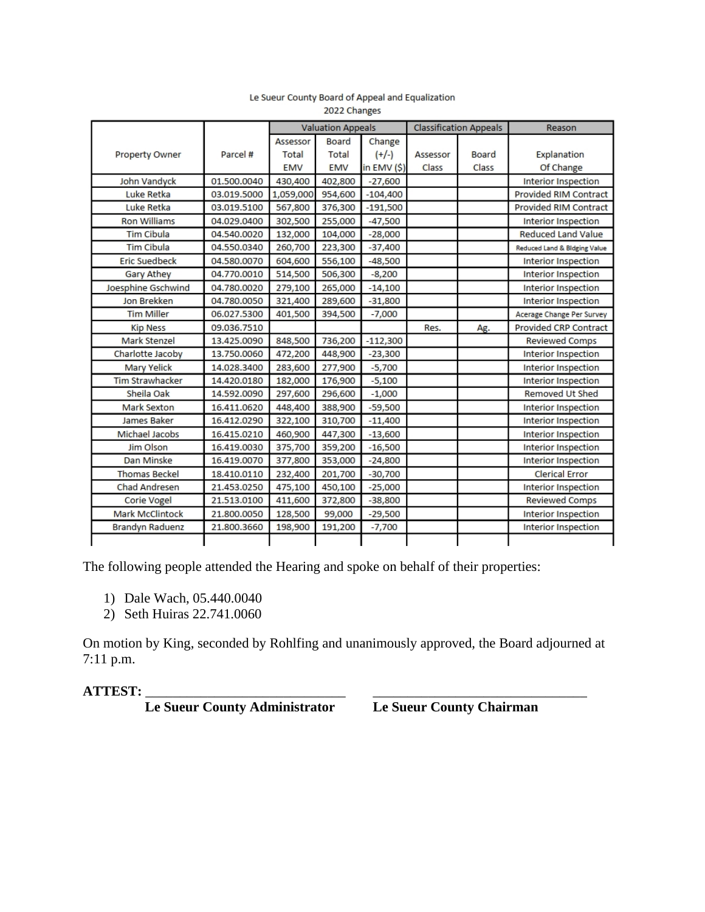Le Sueur County Board of Appeal and Equalization
2022 Changes

| Property Owner | Parcel # | Valuation Appeals | | | Classification Appeals | | Reason |
|---|---|---|---|---|---|---|---|
| | | Assessor Total EMV | Board Total EMV | Change (+/-) in EMV ($) | Assessor Class | Board Class | Explanation Of Change |
| John Vandyck | 01.500.0040 | 430,400 | 402,800 | -27,600 | | | Interior Inspection |
| Luke Retka | 03.019.5000 | 1,059,000 | 954,600 | -104,400 | | | Provided RIM Contract |
| Luke Retka | 03.019.5100 | 567,800 | 376,300 | -191,500 | | | Provided RIM Contract |
| Ron Williams | 04.029.0400 | 302,500 | 255,000 | -47,500 | | | Interior Inspection |
| Tim Cibula | 04.540.0020 | 132,000 | 104,000 | -28,000 | | | Reduced Land Value |
| Tim Cibula | 04.550.0340 | 260,700 | 223,300 | -37,400 | | | Reduced Land & Bldging Value |
| Eric Suedbeck | 04.580.0070 | 604,600 | 556,100 | -48,500 | | | Interior Inspection |
| Gary Athey | 04.770.0010 | 514,500 | 506,300 | -8,200 | | | Interior Inspection |
| Joesphine Gschwind | 04.780.0020 | 279,100 | 265,000 | -14,100 | | | Interior Inspection |
| Jon Brekken | 04.780.0050 | 321,400 | 289,600 | -31,800 | | | Interior Inspection |
| Tim Miller | 06.027.5300 | 401,500 | 394,500 | -7,000 | | | Acerage Change Per Survey |
| Kip Ness | 09.036.7510 | | | | Res. | Ag. | Provided CRP Contract |
| Mark Stenzel | 13.425.0090 | 848,500 | 736,200 | -112,300 | | | Reviewed Comps |
| Charlotte Jacoby | 13.750.0060 | 472,200 | 448,900 | -23,300 | | | Interior Inspection |
| Mary Yelick | 14.028.3400 | 283,600 | 277,900 | -5,700 | | | Interior Inspection |
| Tim Strawhacker | 14.420.0180 | 182,000 | 176,900 | -5,100 | | | Interior Inspection |
| Sheila Oak | 14.592.0090 | 297,600 | 296,600 | -1,000 | | | Removed Ut Shed |
| Mark Sexton | 16.411.0620 | 448,400 | 388,900 | -59,500 | | | Interior Inspection |
| James Baker | 16.412.0290 | 322,100 | 310,700 | -11,400 | | | Interior Inspection |
| Michael Jacobs | 16.415.0210 | 460,900 | 447,300 | -13,600 | | | Interior Inspection |
| Jim Olson | 16.419.0030 | 375,700 | 359,200 | -16,500 | | | Interior Inspection |
| Dan Minske | 16.419.0070 | 377,800 | 353,000 | -24,800 | | | Interior Inspection |
| Thomas Beckel | 18.410.0110 | 232,400 | 201,700 | -30,700 | | | Clerical Error |
| Chad Andresen | 21.453.0250 | 475,100 | 450,100 | -25,000 | | | Interior Inspection |
| Corie Vogel | 21.513.0100 | 411,600 | 372,800 | -38,800 | | | Reviewed Comps |
| Mark McClintock | 21.800.0050 | 128,500 | 99,000 | -29,500 | | | Interior Inspection |
| Brandyn Raduenz | 21.800.3660 | 198,900 | 191,200 | -7,700 | | | Interior Inspection |

The following people attended the Hearing and spoke on behalf of their properties:

1) Dale Wach, 05.440.0040
2) Seth Huiras 22.741.0060

On motion by King, seconded by Rohlfing and unanimously approved, the Board adjourned at 7:11 p.m.

**ATTEST:** _____________________________ _______________________________

**Le Sueur County Administrator** **Le Sueur County Chairman**